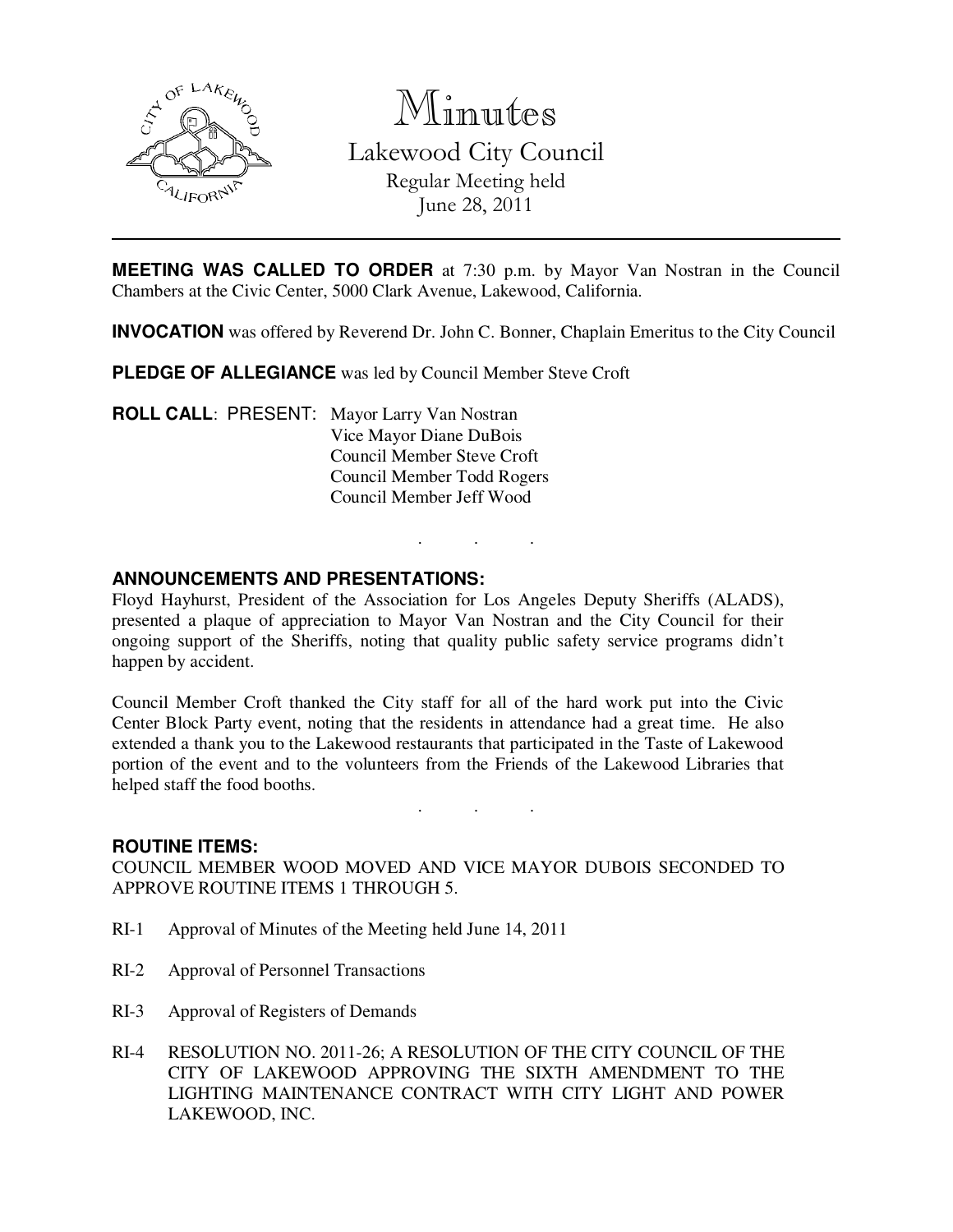# Minutes

## Lakewood City Council

Regular Meeting held
June 28, 2011

---

**MEETING WAS CALLED TO ORDER** at 7:30 p.m. by Mayor Van Nostran in the Council Chambers at the Civic Center, 5000 Clark Avenue, Lakewood, California.

**INVOCATION** was offered by Reverend Dr. John C. Bonner, Chaplain Emeritus to the City Council

**PLEDGE OF ALLEGIANCE** was led by Council Member Steve Croft

**ROLL CALL**: PRESENT: Mayor Larry Van Nostran
Vice Mayor Diane DuBois
Council Member Steve Croft
Council Member Todd Rogers
Council Member Jeff Wood

. . .

**ANNOUNCEMENTS AND PRESENTATIONS:**

Floyd Hayhurst, President of the Association for Los Angeles Deputy Sheriffs (ALADS), presented a plaque of appreciation to Mayor Van Nostran and the City Council for their ongoing support of the Sheriffs, noting that quality public safety service programs didn't happen by accident.

Council Member Croft thanked the City staff for all of the hard work put into the Civic Center Block Party event, noting that the residents in attendance had a great time. He also extended a thank you to the Lakewood restaurants that participated in the Taste of Lakewood portion of the event and to the volunteers from the Friends of the Lakewood Libraries that helped staff the food booths.

. . .

**ROUTINE ITEMS:**

COUNCIL MEMBER WOOD MOVED AND VICE MAYOR DUBOIS SECONDED TO APPROVE ROUTINE ITEMS 1 THROUGH 5.

RI-1 Approval of Minutes of the Meeting held June 14, 2011

RI-2 Approval of Personnel Transactions

RI-3 Approval of Registers of Demands

RI-4 RESOLUTION NO. 2011-26; A RESOLUTION OF THE CITY COUNCIL OF THE CITY OF LAKEWOOD APPROVING THE SIXTH AMENDMENT TO THE LIGHTING MAINTENANCE CONTRACT WITH CITY LIGHT AND POWER LAKEWOOD, INC.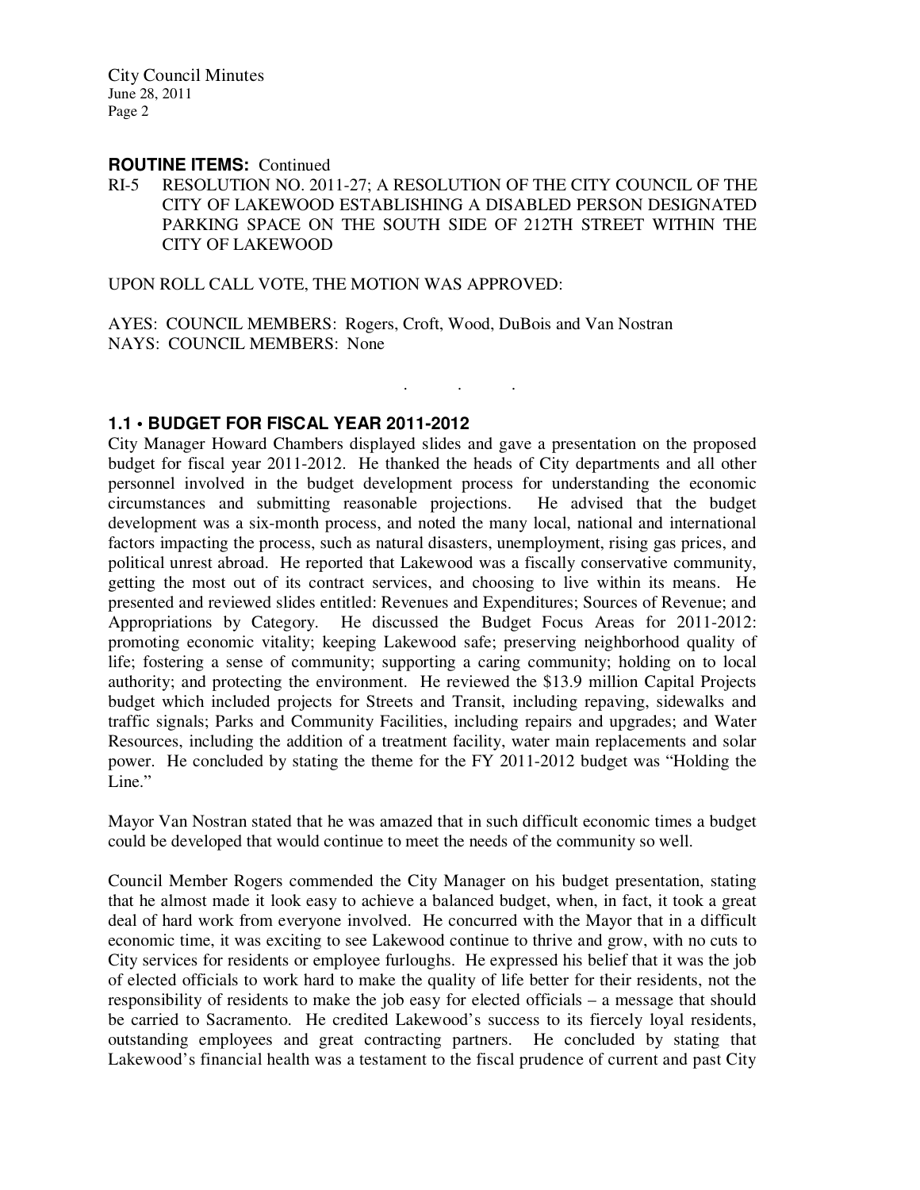**ROUTINE ITEMS:** Continued

RI-5 RESOLUTION NO. 2011-27; A RESOLUTION OF THE CITY COUNCIL OF THE CITY OF LAKEWOOD ESTABLISHING A DISABLED PERSON DESIGNATED PARKING SPACE ON THE SOUTH SIDE OF 212TH STREET WITHIN THE CITY OF LAKEWOOD

UPON ROLL CALL VOTE, THE MOTION WAS APPROVED:

AYES: COUNCIL MEMBERS: Rogers, Croft, Wood, DuBois and Van Nostran
NAYS: COUNCIL MEMBERS: None

. . .

### 1.1 • BUDGET FOR FISCAL YEAR 2011-2012

City Manager Howard Chambers displayed slides and gave a presentation on the proposed budget for fiscal year 2011-2012. He thanked the heads of City departments and all other personnel involved in the budget development process for understanding the economic circumstances and submitting reasonable projections. He advised that the budget development was a six-month process, and noted the many local, national and international factors impacting the process, such as natural disasters, unemployment, rising gas prices, and political unrest abroad. He reported that Lakewood was a fiscally conservative community, getting the most out of its contract services, and choosing to live within its means. He presented and reviewed slides entitled: Revenues and Expenditures; Sources of Revenue; and Appropriations by Category. He discussed the Budget Focus Areas for 2011-2012: promoting economic vitality; keeping Lakewood safe; preserving neighborhood quality of life; fostering a sense of community; supporting a caring community; holding on to local authority; and protecting the environment. He reviewed the $13.9 million Capital Projects budget which included projects for Streets and Transit, including repaving, sidewalks and traffic signals; Parks and Community Facilities, including repairs and upgrades; and Water Resources, including the addition of a treatment facility, water main replacements and solar power. He concluded by stating the theme for the FY 2011-2012 budget was "Holding the Line."

Mayor Van Nostran stated that he was amazed that in such difficult economic times a budget could be developed that would continue to meet the needs of the community so well.

Council Member Rogers commended the City Manager on his budget presentation, stating that he almost made it look easy to achieve a balanced budget, when, in fact, it took a great deal of hard work from everyone involved. He concurred with the Mayor that in a difficult economic time, it was exciting to see Lakewood continue to thrive and grow, with no cuts to City services for residents or employee furloughs. He expressed his belief that it was the job of elected officials to work hard to make the quality of life better for their residents, not the responsibility of residents to make the job easy for elected officials – a message that should be carried to Sacramento. He credited Lakewood's success to its fiercely loyal residents, outstanding employees and great contracting partners. He concluded by stating that Lakewood's financial health was a testament to the fiscal prudence of current and past City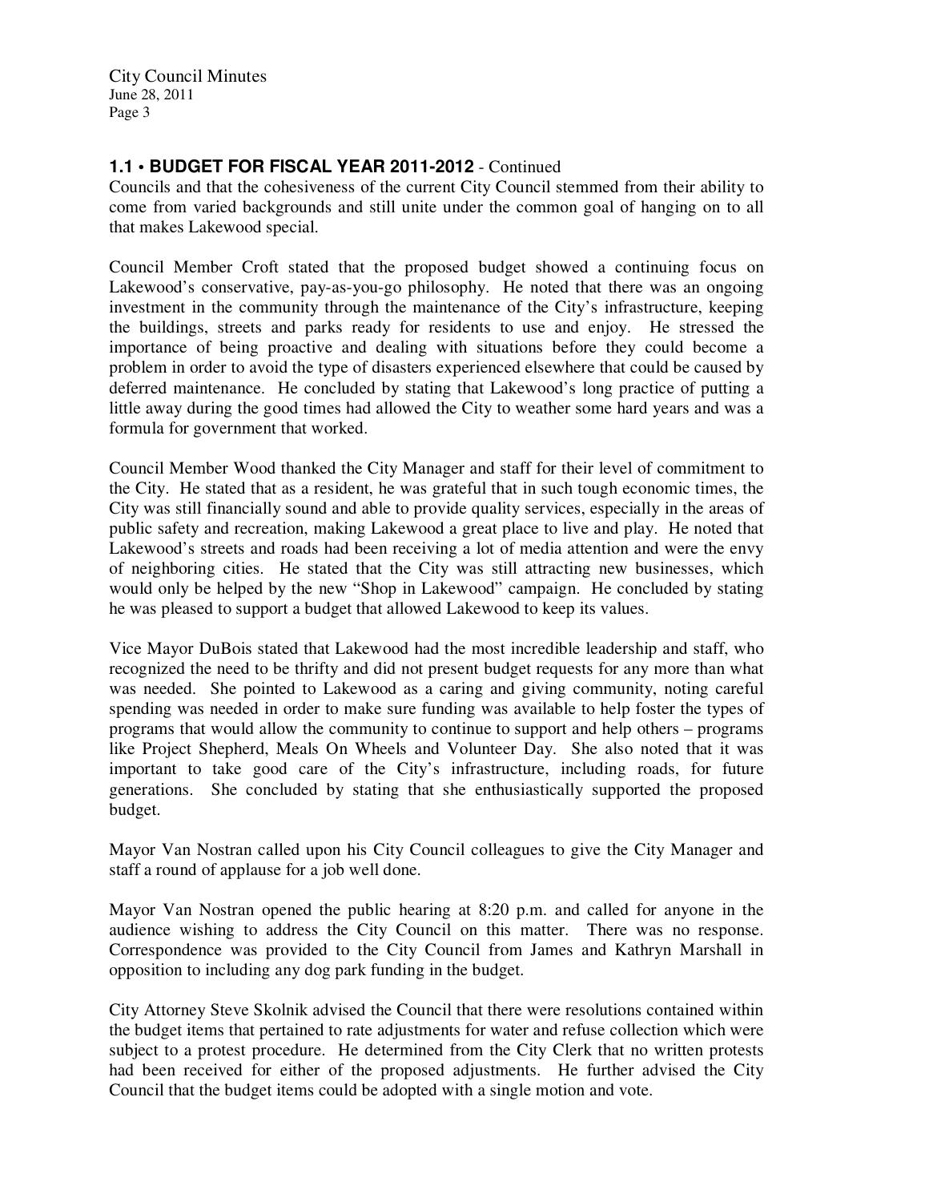### 1.1 • BUDGET FOR FISCAL YEAR 2011-2012 - Continued

Councils and that the cohesiveness of the current City Council stemmed from their ability to come from varied backgrounds and still unite under the common goal of hanging on to all that makes Lakewood special.

Council Member Croft stated that the proposed budget showed a continuing focus on Lakewood's conservative, pay-as-you-go philosophy. He noted that there was an ongoing investment in the community through the maintenance of the City's infrastructure, keeping the buildings, streets and parks ready for residents to use and enjoy. He stressed the importance of being proactive and dealing with situations before they could become a problem in order to avoid the type of disasters experienced elsewhere that could be caused by deferred maintenance. He concluded by stating that Lakewood's long practice of putting a little away during the good times had allowed the City to weather some hard years and was a formula for government that worked.

Council Member Wood thanked the City Manager and staff for their level of commitment to the City. He stated that as a resident, he was grateful that in such tough economic times, the City was still financially sound and able to provide quality services, especially in the areas of public safety and recreation, making Lakewood a great place to live and play. He noted that Lakewood's streets and roads had been receiving a lot of media attention and were the envy of neighboring cities. He stated that the City was still attracting new businesses, which would only be helped by the new "Shop in Lakewood" campaign. He concluded by stating he was pleased to support a budget that allowed Lakewood to keep its values.

Vice Mayor DuBois stated that Lakewood had the most incredible leadership and staff, who recognized the need to be thrifty and did not present budget requests for any more than what was needed. She pointed to Lakewood as a caring and giving community, noting careful spending was needed in order to make sure funding was available to help foster the types of programs that would allow the community to continue to support and help others – programs like Project Shepherd, Meals On Wheels and Volunteer Day. She also noted that it was important to take good care of the City's infrastructure, including roads, for future generations. She concluded by stating that she enthusiastically supported the proposed budget.

Mayor Van Nostran called upon his City Council colleagues to give the City Manager and staff a round of applause for a job well done.

Mayor Van Nostran opened the public hearing at 8:20 p.m. and called for anyone in the audience wishing to address the City Council on this matter. There was no response. Correspondence was provided to the City Council from James and Kathryn Marshall in opposition to including any dog park funding in the budget.

City Attorney Steve Skolnik advised the Council that there were resolutions contained within the budget items that pertained to rate adjustments for water and refuse collection which were subject to a protest procedure. He determined from the City Clerk that no written protests had been received for either of the proposed adjustments. He further advised the City Council that the budget items could be adopted with a single motion and vote.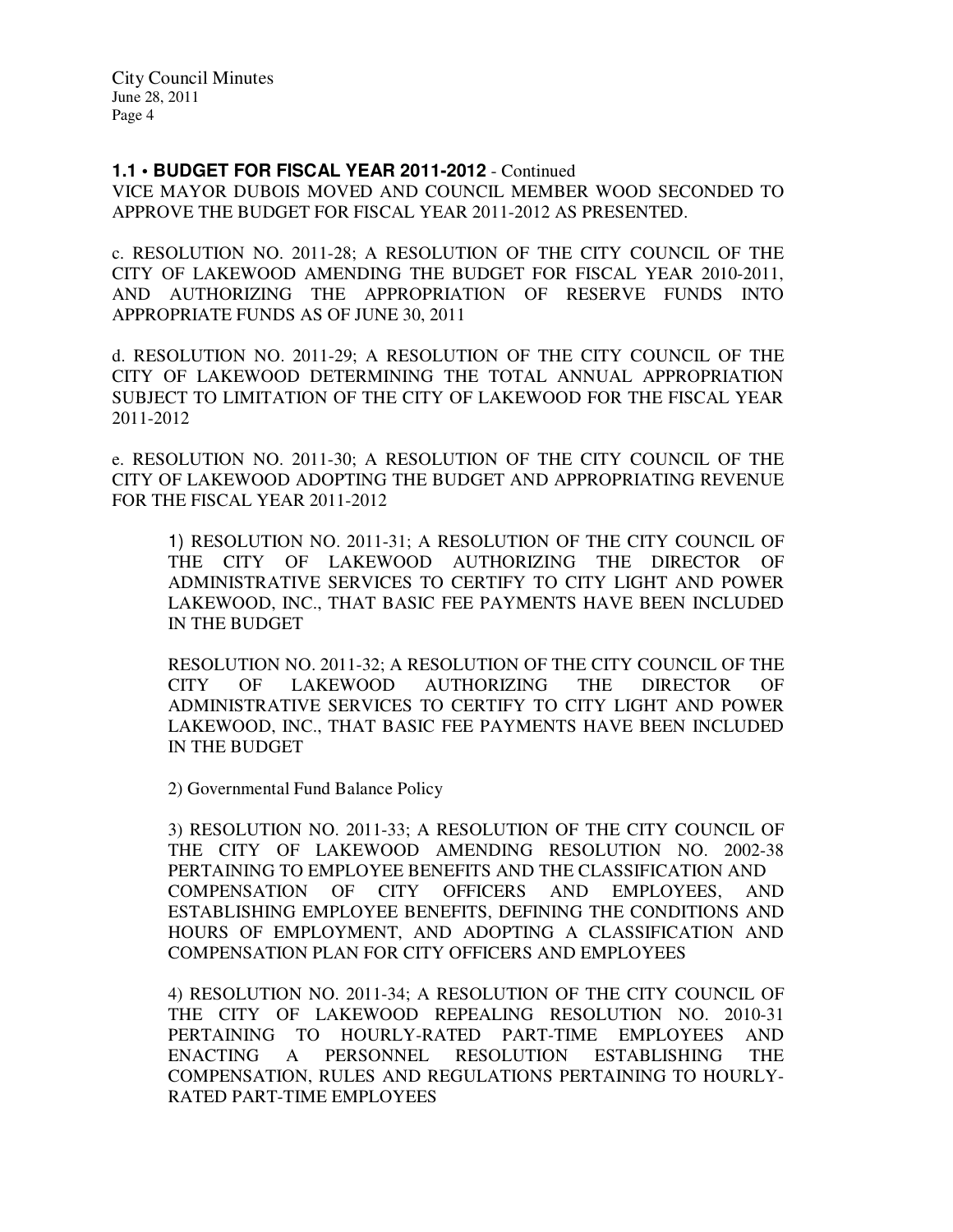**1.1 • BUDGET FOR FISCAL YEAR 2011-2012** - Continued

VICE MAYOR DUBOIS MOVED AND COUNCIL MEMBER WOOD SECONDED TO APPROVE THE BUDGET FOR FISCAL YEAR 2011-2012 AS PRESENTED.

c. RESOLUTION NO. 2011-28; A RESOLUTION OF THE CITY COUNCIL OF THE CITY OF LAKEWOOD AMENDING THE BUDGET FOR FISCAL YEAR 2010-2011, AND AUTHORIZING THE APPROPRIATION OF RESERVE FUNDS INTO APPROPRIATE FUNDS AS OF JUNE 30, 2011

d. RESOLUTION NO. 2011-29; A RESOLUTION OF THE CITY COUNCIL OF THE CITY OF LAKEWOOD DETERMINING THE TOTAL ANNUAL APPROPRIATION SUBJECT TO LIMITATION OF THE CITY OF LAKEWOOD FOR THE FISCAL YEAR 2011-2012

e. RESOLUTION NO. 2011-30; A RESOLUTION OF THE CITY COUNCIL OF THE CITY OF LAKEWOOD ADOPTING THE BUDGET AND APPROPRIATING REVENUE FOR THE FISCAL YEAR 2011-2012

> 1) RESOLUTION NO. 2011-31; A RESOLUTION OF THE CITY COUNCIL OF THE CITY OF LAKEWOOD AUTHORIZING THE DIRECTOR OF ADMINISTRATIVE SERVICES TO CERTIFY TO CITY LIGHT AND POWER LAKEWOOD, INC., THAT BASIC FEE PAYMENTS HAVE BEEN INCLUDED IN THE BUDGET
>
> RESOLUTION NO. 2011-32; A RESOLUTION OF THE CITY COUNCIL OF THE CITY OF LAKEWOOD AUTHORIZING THE DIRECTOR OF ADMINISTRATIVE SERVICES TO CERTIFY TO CITY LIGHT AND POWER LAKEWOOD, INC., THAT BASIC FEE PAYMENTS HAVE BEEN INCLUDED IN THE BUDGET
>
> 2) Governmental Fund Balance Policy
>
> 3) RESOLUTION NO. 2011-33; A RESOLUTION OF THE CITY COUNCIL OF THE CITY OF LAKEWOOD AMENDING RESOLUTION NO. 2002-38 PERTAINING TO EMPLOYEE BENEFITS AND THE CLASSIFICATION AND COMPENSATION OF CITY OFFICERS AND EMPLOYEES, AND ESTABLISHING EMPLOYEE BENEFITS, DEFINING THE CONDITIONS AND HOURS OF EMPLOYMENT, AND ADOPTING A CLASSIFICATION AND COMPENSATION PLAN FOR CITY OFFICERS AND EMPLOYEES
>
> 4) RESOLUTION NO. 2011-34; A RESOLUTION OF THE CITY COUNCIL OF THE CITY OF LAKEWOOD REPEALING RESOLUTION NO. 2010-31 PERTAINING TO HOURLY-RATED PART-TIME EMPLOYEES AND ENACTING A PERSONNEL RESOLUTION ESTABLISHING THE COMPENSATION, RULES AND REGULATIONS PERTAINING TO HOURLY-RATED PART-TIME EMPLOYEES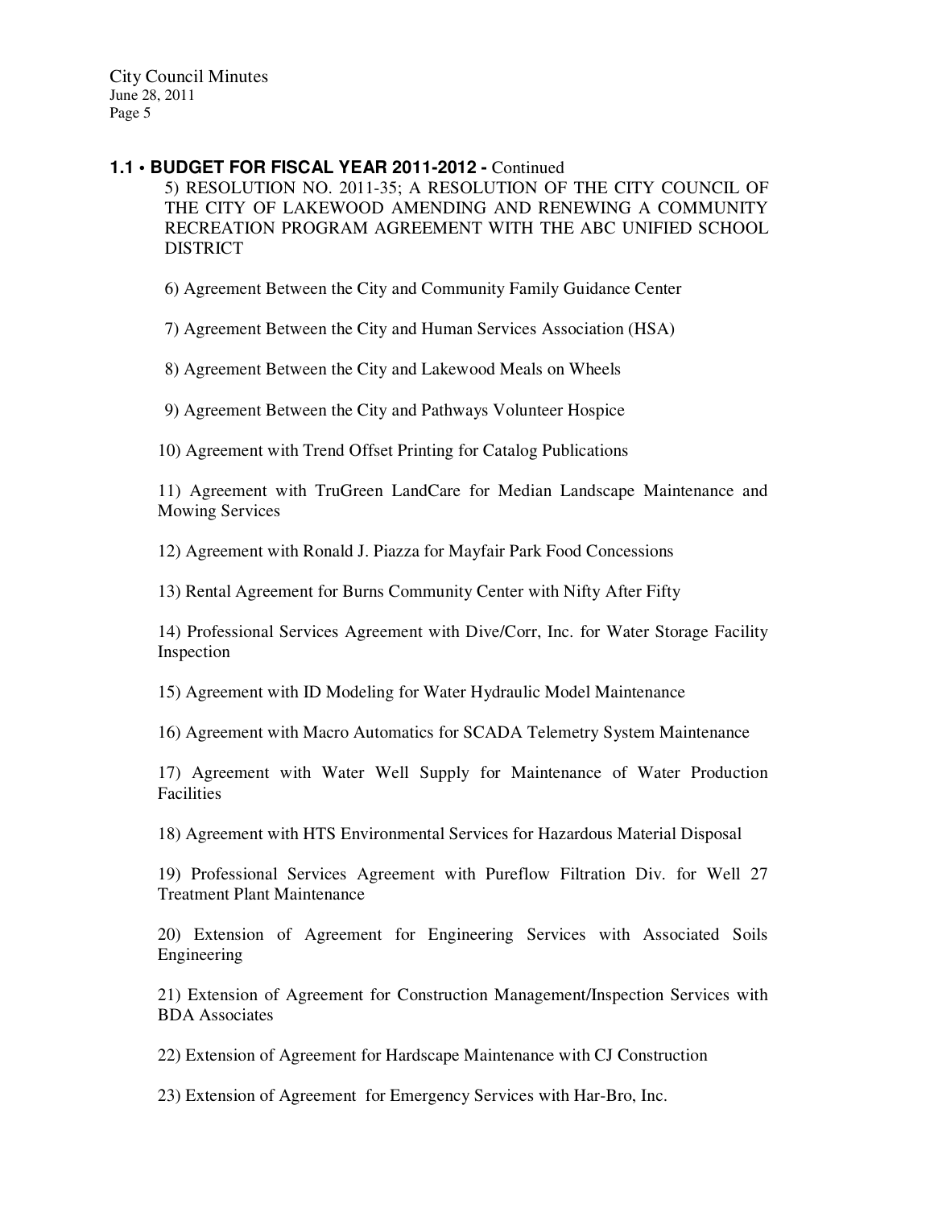### 1.1 • BUDGET FOR FISCAL YEAR 2011-2012 - Continued

5) RESOLUTION NO. 2011-35; A RESOLUTION OF THE CITY COUNCIL OF THE CITY OF LAKEWOOD AMENDING AND RENEWING A COMMUNITY RECREATION PROGRAM AGREEMENT WITH THE ABC UNIFIED SCHOOL DISTRICT

6) Agreement Between the City and Community Family Guidance Center

7) Agreement Between the City and Human Services Association (HSA)

8) Agreement Between the City and Lakewood Meals on Wheels

9) Agreement Between the City and Pathways Volunteer Hospice

10) Agreement with Trend Offset Printing for Catalog Publications

11) Agreement with TruGreen LandCare for Median Landscape Maintenance and Mowing Services

12) Agreement with Ronald J. Piazza for Mayfair Park Food Concessions

13) Rental Agreement for Burns Community Center with Nifty After Fifty

14) Professional Services Agreement with Dive/Corr, Inc. for Water Storage Facility Inspection

15) Agreement with ID Modeling for Water Hydraulic Model Maintenance

16) Agreement with Macro Automatics for SCADA Telemetry System Maintenance

17) Agreement with Water Well Supply for Maintenance of Water Production Facilities

18) Agreement with HTS Environmental Services for Hazardous Material Disposal

19) Professional Services Agreement with Pureflow Filtration Div. for Well 27 Treatment Plant Maintenance

20) Extension of Agreement for Engineering Services with Associated Soils Engineering

21) Extension of Agreement for Construction Management/Inspection Services with BDA Associates

22) Extension of Agreement for Hardscape Maintenance with CJ Construction

23) Extension of Agreement for Emergency Services with Har-Bro, Inc.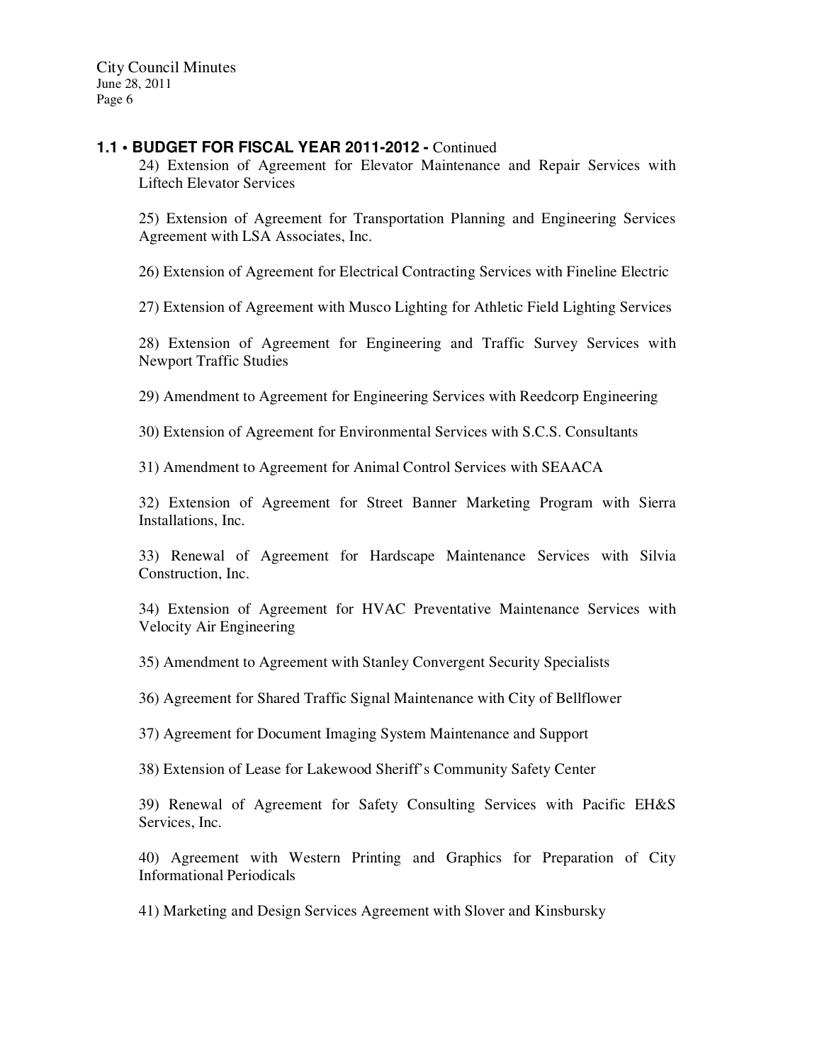**1.1 • BUDGET FOR FISCAL YEAR 2011-2012 -** Continued

24) Extension of Agreement for Elevator Maintenance and Repair Services with Liftech Elevator Services

25) Extension of Agreement for Transportation Planning and Engineering Services Agreement with LSA Associates, Inc.

26) Extension of Agreement for Electrical Contracting Services with Fineline Electric

27) Extension of Agreement with Musco Lighting for Athletic Field Lighting Services

28) Extension of Agreement for Engineering and Traffic Survey Services with Newport Traffic Studies

29) Amendment to Agreement for Engineering Services with Reedcorp Engineering

30) Extension of Agreement for Environmental Services with S.C.S. Consultants

31) Amendment to Agreement for Animal Control Services with SEAACA

32) Extension of Agreement for Street Banner Marketing Program with Sierra Installations, Inc.

33) Renewal of Agreement for Hardscape Maintenance Services with Silvia Construction, Inc.

34) Extension of Agreement for HVAC Preventative Maintenance Services with Velocity Air Engineering

35) Amendment to Agreement with Stanley Convergent Security Specialists

36) Agreement for Shared Traffic Signal Maintenance with City of Bellflower

37) Agreement for Document Imaging System Maintenance and Support

38) Extension of Lease for Lakewood Sheriff's Community Safety Center

39) Renewal of Agreement for Safety Consulting Services with Pacific EH&S Services, Inc.

40) Agreement with Western Printing and Graphics for Preparation of City Informational Periodicals

41) Marketing and Design Services Agreement with Slover and Kinsbursky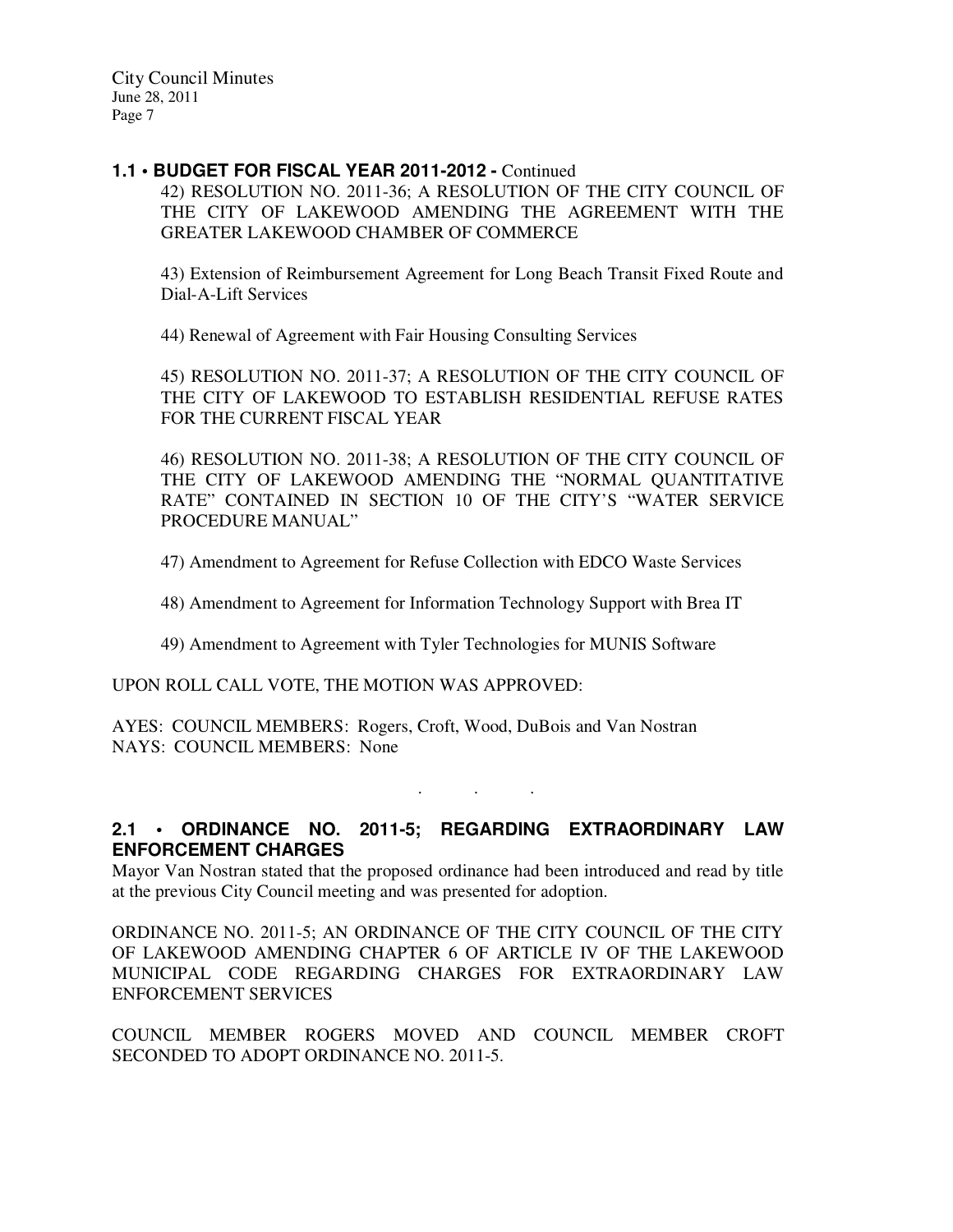**1.1 • BUDGET FOR FISCAL YEAR 2011-2012 -** Continued

42) RESOLUTION NO. 2011-36; A RESOLUTION OF THE CITY COUNCIL OF THE CITY OF LAKEWOOD AMENDING THE AGREEMENT WITH THE GREATER LAKEWOOD CHAMBER OF COMMERCE

43) Extension of Reimbursement Agreement for Long Beach Transit Fixed Route and Dial-A-Lift Services

44) Renewal of Agreement with Fair Housing Consulting Services

45) RESOLUTION NO. 2011-37; A RESOLUTION OF THE CITY COUNCIL OF THE CITY OF LAKEWOOD TO ESTABLISH RESIDENTIAL REFUSE RATES FOR THE CURRENT FISCAL YEAR

46) RESOLUTION NO. 2011-38; A RESOLUTION OF THE CITY COUNCIL OF THE CITY OF LAKEWOOD AMENDING THE "NORMAL QUANTITATIVE RATE" CONTAINED IN SECTION 10 OF THE CITY'S "WATER SERVICE PROCEDURE MANUAL"

47) Amendment to Agreement for Refuse Collection with EDCO Waste Services

48) Amendment to Agreement for Information Technology Support with Brea IT

49) Amendment to Agreement with Tyler Technologies for MUNIS Software

UPON ROLL CALL VOTE, THE MOTION WAS APPROVED:

AYES: COUNCIL MEMBERS: Rogers, Croft, Wood, DuBois and Van Nostran
NAYS: COUNCIL MEMBERS: None

. . .

**2.1 • ORDINANCE NO. 2011-5; REGARDING EXTRAORDINARY LAW ENFORCEMENT CHARGES**

Mayor Van Nostran stated that the proposed ordinance had been introduced and read by title at the previous City Council meeting and was presented for adoption.

ORDINANCE NO. 2011-5; AN ORDINANCE OF THE CITY COUNCIL OF THE CITY OF LAKEWOOD AMENDING CHAPTER 6 OF ARTICLE IV OF THE LAKEWOOD MUNICIPAL CODE REGARDING CHARGES FOR EXTRAORDINARY LAW ENFORCEMENT SERVICES

COUNCIL MEMBER ROGERS MOVED AND COUNCIL MEMBER CROFT SECONDED TO ADOPT ORDINANCE NO. 2011-5.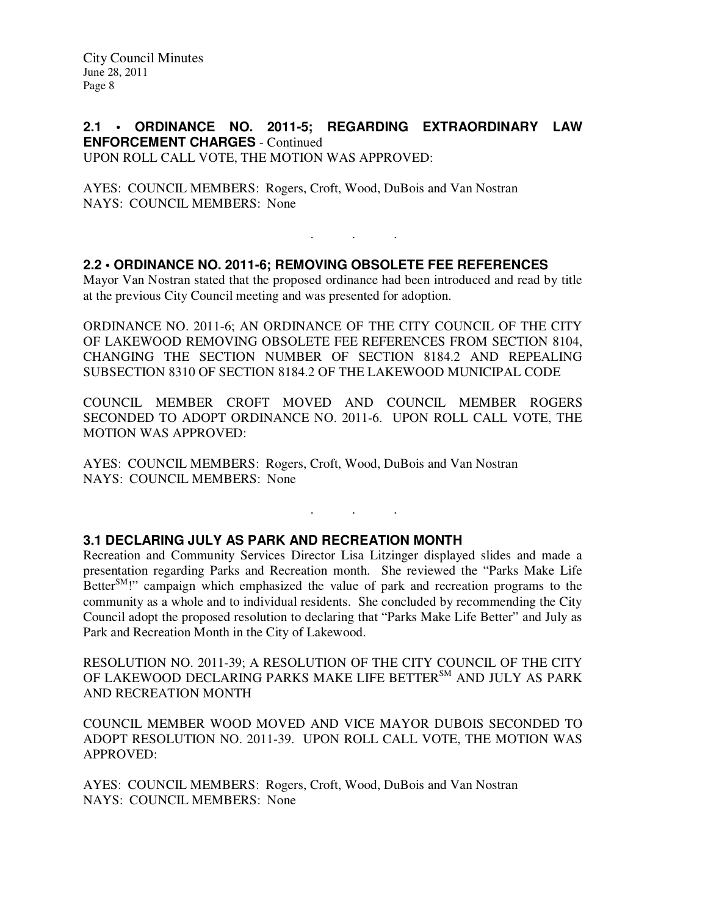## 2.1 • ORDINANCE NO. 2011-5; REGARDING EXTRAORDINARY LAW ENFORCEMENT CHARGES - Continued

UPON ROLL CALL VOTE, THE MOTION WAS APPROVED:

AYES: COUNCIL MEMBERS: Rogers, Croft, Wood, DuBois and Van Nostran
NAYS: COUNCIL MEMBERS: None

. . .

## 2.2 • ORDINANCE NO. 2011-6; REMOVING OBSOLETE FEE REFERENCES

Mayor Van Nostran stated that the proposed ordinance had been introduced and read by title at the previous City Council meeting and was presented for adoption.

ORDINANCE NO. 2011-6; AN ORDINANCE OF THE CITY COUNCIL OF THE CITY OF LAKEWOOD REMOVING OBSOLETE FEE REFERENCES FROM SECTION 8104, CHANGING THE SECTION NUMBER OF SECTION 8184.2 AND REPEALING SUBSECTION 8310 OF SECTION 8184.2 OF THE LAKEWOOD MUNICIPAL CODE

COUNCIL MEMBER CROFT MOVED AND COUNCIL MEMBER ROGERS SECONDED TO ADOPT ORDINANCE NO. 2011-6. UPON ROLL CALL VOTE, THE MOTION WAS APPROVED:

AYES: COUNCIL MEMBERS: Rogers, Croft, Wood, DuBois and Van Nostran
NAYS: COUNCIL MEMBERS: None

. . .

## 3.1 DECLARING JULY AS PARK AND RECREATION MONTH

Recreation and Community Services Director Lisa Litzinger displayed slides and made a presentation regarding Parks and Recreation month. She reviewed the "Parks Make Life Better℠!" campaign which emphasized the value of park and recreation programs to the community as a whole and to individual residents. She concluded by recommending the City Council adopt the proposed resolution to declaring that "Parks Make Life Better" and July as Park and Recreation Month in the City of Lakewood.

RESOLUTION NO. 2011-39; A RESOLUTION OF THE CITY COUNCIL OF THE CITY OF LAKEWOOD DECLARING PARKS MAKE LIFE BETTER℠ AND JULY AS PARK AND RECREATION MONTH

COUNCIL MEMBER WOOD MOVED AND VICE MAYOR DUBOIS SECONDED TO ADOPT RESOLUTION NO. 2011-39. UPON ROLL CALL VOTE, THE MOTION WAS APPROVED:

AYES: COUNCIL MEMBERS: Rogers, Croft, Wood, DuBois and Van Nostran
NAYS: COUNCIL MEMBERS: None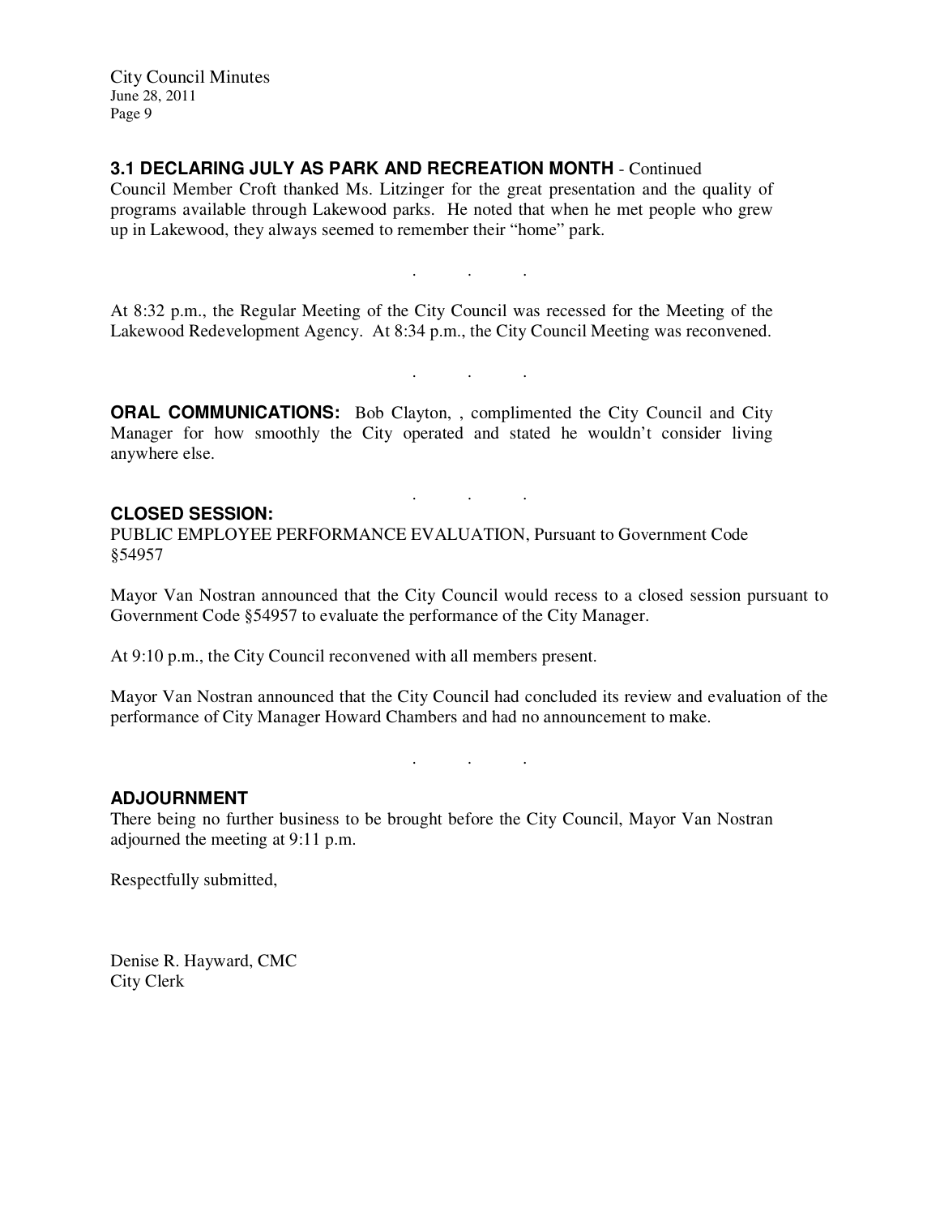**3.1 DECLARING JULY AS PARK AND RECREATION MONTH** - Continued
Council Member Croft thanked Ms. Litzinger for the great presentation and the quality of programs available through Lakewood parks. He noted that when he met people who grew up in Lakewood, they always seemed to remember their "home" park.

. . .

At 8:32 p.m., the Regular Meeting of the City Council was recessed for the Meeting of the Lakewood Redevelopment Agency. At 8:34 p.m., the City Council Meeting was reconvened.

. . .

**ORAL COMMUNICATIONS:** Bob Clayton, , complimented the City Council and City Manager for how smoothly the City operated and stated he wouldn't consider living anywhere else.

. . .

**CLOSED SESSION:**
PUBLIC EMPLOYEE PERFORMANCE EVALUATION, Pursuant to Government Code §54957

Mayor Van Nostran announced that the City Council would recess to a closed session pursuant to Government Code §54957 to evaluate the performance of the City Manager.

At 9:10 p.m., the City Council reconvened with all members present.

Mayor Van Nostran announced that the City Council had concluded its review and evaluation of the performance of City Manager Howard Chambers and had no announcement to make.

. . .

**ADJOURNMENT**
There being no further business to be brought before the City Council, Mayor Van Nostran adjourned the meeting at 9:11 p.m.

Respectfully submitted,

Denise R. Hayward, CMC
City Clerk